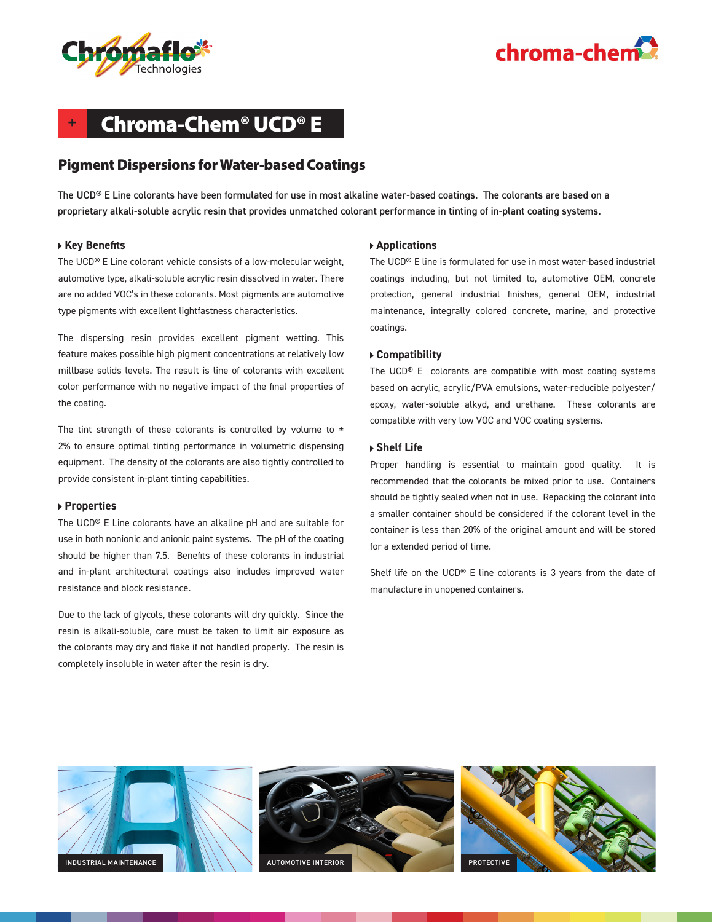# Chroma-Chem® UCD® E

## Pigment Dispersions for Water-based Coatings

**The UCD® E Line colorants have been formulated for use in most alkaline water-based coatings. The colorants are based on a proprietary alkali-soluble acrylic resin that provides unmatched colorant performance in tinting of in-plant coating systems.**

### Key Benefits

The UCD® E Line colorant vehicle consists of a low-molecular weight, automotive type, alkali-soluble acrylic resin dissolved in water. There are no added VOC's in these colorants. Most pigments are automotive type pigments with excellent lightfastness characteristics.

The dispersing resin provides excellent pigment wetting. This feature makes possible high pigment concentrations at relatively low millbase solids levels. The result is line of colorants with excellent color performance with no negative impact of the final properties of the coating.

The tint strength of these colorants is controlled by volume to ± 2% to ensure optimal tinting performance in volumetric dispensing equipment. The density of the colorants are also tightly controlled to provide consistent in-plant tinting capabilities.

### Properties

The UCD® E Line colorants have an alkaline pH and are suitable for use in both nonionic and anionic paint systems. The pH of the coating should be higher than 7.5. Benefits of these colorants in industrial and in-plant architectural coatings also includes improved water resistance and block resistance.

Due to the lack of glycols, these colorants will dry quickly. Since the resin is alkali-soluble, care must be taken to limit air exposure as the colorants may dry and flake if not handled properly. The resin is completely insoluble in water after the resin is dry.

### Applications

The UCD® E line is formulated for use in most water-based industrial coatings including, but not limited to, automotive OEM, concrete protection, general industrial finishes, general OEM, industrial maintenance, integrally colored concrete, marine, and protective coatings.

### Compatibility

The UCD® E colorants are compatible with most coating systems based on acrylic, acrylic/PVA emulsions, water-reducible polyester/epoxy, water-soluble alkyd, and urethane. These colorants are compatible with very low VOC and VOC coating systems.

### Shelf Life

Proper handling is essential to maintain good quality. It is recommended that the colorants be mixed prior to use. Containers should be tightly sealed when not in use. Repacking the colorant into a smaller container should be considered if the colorant level in the container is less than 20% of the original amount and will be stored for a extended period of time.

Shelf life on the UCD® E line colorants is 3 years from the date of manufacture in unopened containers.

INDUSTRIAL MAINTENANCE

AUTOMOTIVE INTERIOR

PROTECTIVE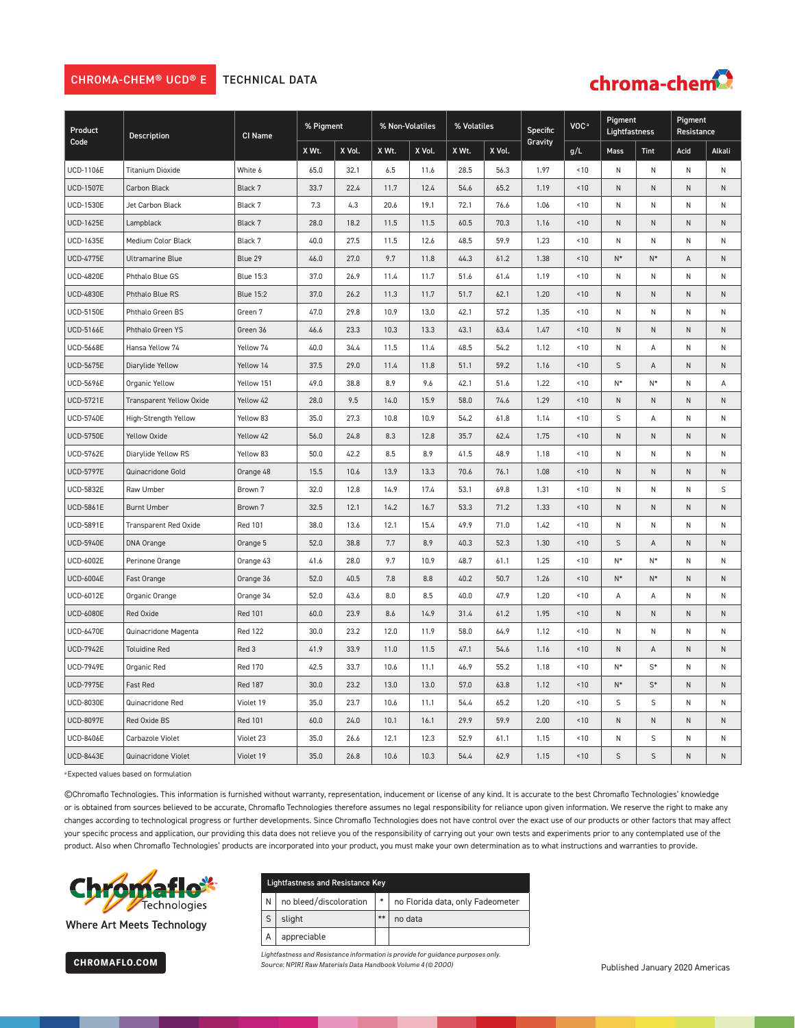**CHROMA-CHEM® UCD® E** TECHNICAL DATA

chroma-chem

| Product Code | Description | CI Name | % Pigment | | % Non-Volatiles | | % Volatiles | | Specific Gravity | VOC[a] | Pigment Lightfastness | | Pigment Resistance | |
|---|---|---|---|---|---|---|---|---|---|---|---|---|---|---|
| | | | X Wt. | X Vol. | X Wt. | X Vol. | X Wt. | X Vol. | | g/L | Mass | Tint | Acid | Alkali |
| UCD-1106E | Titanium Dioxide | White 6 | 65.0 | 32.1 | 6.5 | 11.6 | 28.5 | 56.3 | 1.97 | <10 | N | N | N | N |
| UCD-1507E | Carbon Black | Black 7 | 33.7 | 22.4 | 11.7 | 12.4 | 54.6 | 65.2 | 1.19 | <10 | N | N | N | N |
| UCD-1530E | Jet Carbon Black | Black 7 | 7.3 | 4.3 | 20.6 | 19.1 | 72.1 | 76.6 | 1.06 | <10 | N | N | N | N |
| UCD-1625E | Lampblack | Black 7 | 28.0 | 18.2 | 11.5 | 11.5 | 60.5 | 70.3 | 1.16 | <10 | N | N | N | N |
| UCD-1635E | Medium Color Black | Black 7 | 40.0 | 27.5 | 11.5 | 12.6 | 48.5 | 59.9 | 1.23 | <10 | N | N | N | N |
| UCD-4775E | Ultramarine Blue | Blue 29 | 46.0 | 27.0 | 9.7 | 11.8 | 44.3 | 61.2 | 1.38 | <10 | N* | N* | A | N |
| UCD-4820E | Phthalo Blue GS | Blue 15:3 | 37.0 | 26.9 | 11.4 | 11.7 | 51.6 | 61.4 | 1.19 | <10 | N | N | N | N |
| UCD-4830E | Phthalo Blue RS | Blue 15:2 | 37.0 | 26.2 | 11.3 | 11.7 | 51.7 | 62.1 | 1.20 | <10 | N | N | N | N |
| UCD-5150E | Phthalo Green BS | Green 7 | 47.0 | 29.8 | 10.9 | 13.0 | 42.1 | 57.2 | 1.35 | <10 | N | N | N | N |
| UCD-5166E | Phthalo Green YS | Green 36 | 46.6 | 23.3 | 10.3 | 13.3 | 43.1 | 63.4 | 1.47 | <10 | N | N | N | N |
| UCD-5668E | Hansa Yellow 74 | Yellow 74 | 40.0 | 34.4 | 11.5 | 11.4 | 48.5 | 54.2 | 1.12 | <10 | N | A | N | N |
| UCD-5675E | Diarylide Yellow | Yellow 14 | 37.5 | 29.0 | 11.4 | 11.8 | 51.1 | 59.2 | 1.16 | <10 | S | A | N | N |
| UCD-5696E | Organic Yellow | Yellow 151 | 49.0 | 38.8 | 8.9 | 9.6 | 42.1 | 51.6 | 1.22 | <10 | N* | N* | N | A |
| UCD-5721E | Transparent Yellow Oxide | Yellow 42 | 28.0 | 9.5 | 14.0 | 15.9 | 58.0 | 74.6 | 1.29 | <10 | N | N | N | N |
| UCD-5740E | High-Strength Yellow | Yellow 83 | 35.0 | 27.3 | 10.8 | 10.9 | 54.2 | 61.8 | 1.14 | <10 | S | A | N | N |
| UCD-5750E | Yellow Oxide | Yellow 42 | 56.0 | 24.8 | 8.3 | 12.8 | 35.7 | 62.4 | 1.75 | <10 | N | N | N | N |
| UCD-5762E | Diarylide Yellow RS | Yellow 83 | 50.0 | 42.2 | 8.5 | 8.9 | 41.5 | 48.9 | 1.18 | <10 | N | N | N | N |
| UCD-5797E | Quinacridone Gold | Orange 48 | 15.5 | 10.6 | 13.9 | 13.3 | 70.6 | 76.1 | 1.08 | <10 | N | N | N | N |
| UCD-5832E | Raw Umber | Brown 7 | 32.0 | 12.8 | 14.9 | 17.4 | 53.1 | 69.8 | 1.31 | <10 | N | N | N | S |
| UCD-5861E | Burnt Umber | Brown 7 | 32.5 | 12.1 | 14.2 | 16.7 | 53.3 | 71.2 | 1.33 | <10 | N | N | N | N |
| UCD-5891E | Transparent Red Oxide | Red 101 | 38.0 | 13.6 | 12.1 | 15.4 | 49.9 | 71.0 | 1.42 | <10 | N | N | N | N |
| UCD-5940E | DNA Orange | Orange 5 | 52.0 | 38.8 | 7.7 | 8.9 | 40.3 | 52.3 | 1.30 | <10 | S | A | N | N |
| UCD-6002E | Perinone Orange | Orange 43 | 41.6 | 28.0 | 9.7 | 10.9 | 48.7 | 61.1 | 1.25 | <10 | N* | N* | N | N |
| UCD-6004E | Fast Orange | Orange 36 | 52.0 | 40.5 | 7.8 | 8.8 | 40.2 | 50.7 | 1.26 | <10 | N* | N* | N | N |
| UCD-6012E | Organic Orange | Orange 34 | 52.0 | 43.6 | 8.0 | 8.5 | 40.0 | 47.9 | 1.20 | <10 | A | A | N | N |
| UCD-6080E | Red Oxide | Red 101 | 60.0 | 23.9 | 8.6 | 14.9 | 31.4 | 61.2 | 1.95 | <10 | N | N | N | N |
| UCD-6470E | Quinacridone Magenta | Red 122 | 30.0 | 23.2 | 12.0 | 11.9 | 58.0 | 64.9 | 1.12 | <10 | N | N | N | N |
| UCD-7942E | Toluidine Red | Red 3 | 41.9 | 33.9 | 11.0 | 11.5 | 47.1 | 54.6 | 1.16 | <10 | N | A | N | N |
| UCD-7949E | Organic Red | Red 170 | 42.5 | 33.7 | 10.6 | 11.1 | 46.9 | 55.2 | 1.18 | <10 | N* | S* | N | N |
| UCD-7975E | Fast Red | Red 187 | 30.0 | 23.2 | 13.0 | 13.0 | 57.0 | 63.8 | 1.12 | <10 | N* | S* | N | N |
| UCD-8030E | Quinacridone Red | Violet 19 | 35.0 | 23.7 | 10.6 | 11.1 | 54.4 | 65.2 | 1.20 | <10 | S | S | N | N |
| UCD-8097E | Red Oxide BS | Red 101 | 60.0 | 24.0 | 10.1 | 16.1 | 29.9 | 59.9 | 2.00 | <10 | N | N | N | N |
| UCD-8406E | Carbazole Violet | Violet 23 | 35.0 | 26.6 | 12.1 | 12.3 | 52.9 | 61.1 | 1.15 | <10 | N | S | N | N |
| UCD-8443E | Quinacridone Violet | Violet 19 | 35.0 | 26.8 | 10.6 | 10.3 | 54.4 | 62.9 | 1.15 | <10 | S | S | N | N |

[a] Expected values based on formulation

©Chromaflo Technologies. This information is furnished without warranty, representation, inducement or license of any kind. It is accurate to the best Chromaflo Technologies' knowledge or is obtained from sources believed to be accurate, Chromaflo Technologies therefore assumes no legal responsibility for reliance upon given information. We reserve the right to make any changes according to technological progress or further developments. Since Chromaflo Technologies does not have control over the exact use of our products or other factors that may affect your specific process and application, our providing this data does not relieve you of the responsibility of carrying out your own tests and experiments prior to any contemplated use of the product. Also when Chromaflo Technologies' products are incorporated into your product, you must make your own determination as to what instructions and warranties to provide.

Chromaflo Technologies

Where Art Meets Technology

**CHROMAFLO.COM**

| Lightfastness and Resistance Key | | | |
|---|---|---|---|
| N | no bleed/discoloration | * | no Florida data, only Fadeometer |
| S | slight | ** | no data |
| A | appreciable | | |

*Lightfastness and Resistance information is provide for guidance purposes only.*
*Source: NPIRI Raw Materials Data Handbook Volume 4 (© 2000)*

Published January 2020 Americas